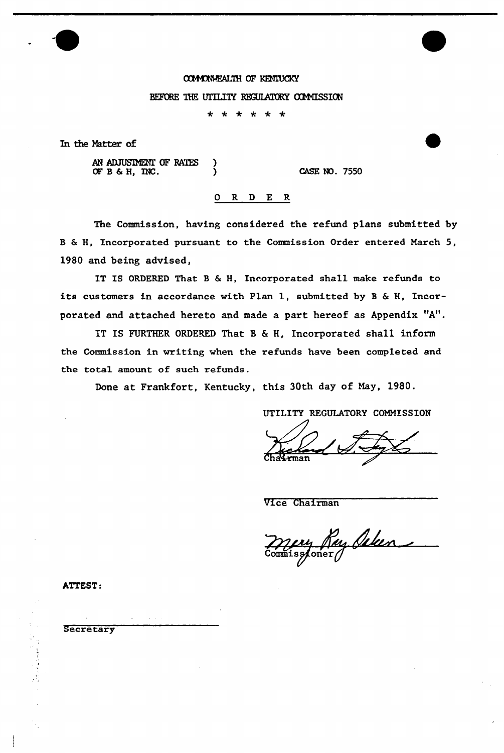COMMONWEALTH OF KENTUCKY

BEFORE THE UTILITY REGULATORY COMMISSION

\* \* \* \* \* \*

In the Matter of

AN ADJUSTMENT OF RATES )
OF B & H, INC. ) CASE NO. 7550

## O R D E R

The Commission, having considered the refund plans submitted by B & H, Incorporated pursuant to the Commission Order entered March 5, 1980 and being advised,

IT IS ORDERED That B & H, Incorporated shall make refunds to its customers in accordance with Plan 1, submitted by B & H, Incorporated and attached hereto and made a part hereof as Appendix "A".

IT IS FURTHER ORDERED That B & H, Incorporated shall inform the Commission in writing when the refunds have been completed and the total amount of such refunds.

Done at Frankfort, Kentucky, this 30th day of May, 1980.

UTILITY REGULATORY COMMISSION

Chairman

Vice Chairman

Commissioner

ATTEST:

Secretary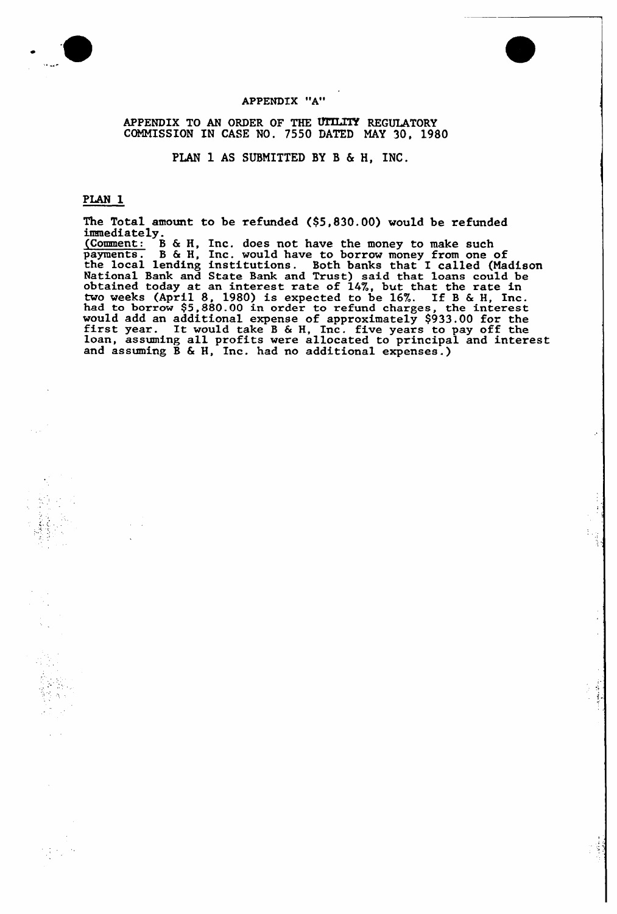APPENDIX "A"

APPENDIX TO AN ORDER OF THE UTILITY REGULATORY COMMISSION IN CASE NO. 7550 DATED MAY 30, 1980

PLAN 1 AS SUBMITTED BY B & H, INC.

PLAN 1

The Total amount to be refunded ($5,830.00) would be refunded immediately.
(Comment: B & H, Inc. does not have the money to make such payments. B & H, Inc. would have to borrow money from one of the local lending institutions. Both banks that I called (Madison National Bank and State Bank and Trust) said that loans could be obtained today at an interest rate of 14%, but that the rate in two weeks (April 8, 1980) is expected to be 16%. If B & H, Inc. had to borrow $5,880.00 in order to refund charges, the interest would add an additional expense of approximately $933.00 for the first year. It would take B & H, Inc. five years to pay off the loan, assuming all profits were allocated to principal and interest and assuming B & H, Inc. had no additional expenses.)